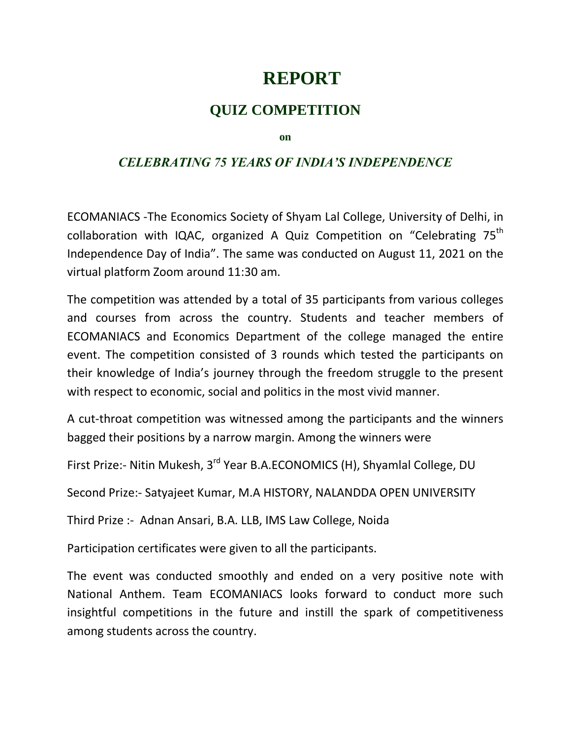# REPORT

## QUIZ COMPETITION

**on**

### *CELEBRATING 75 YEARS OF INDIA'S INDEPENDENCE*

ECOMANIACS -The Economics Society of Shyam Lal College, University of Delhi, in collaboration with IQAC, organized A Quiz Competition on "Celebrating $75^{th}$ Independence Day of India". The same was conducted on August 11, 2021 on the virtual platform Zoom around 11:30 am.

The competition was attended by a total of 35 participants from various colleges and courses from across the country. Students and teacher members of ECOMANIACS and Economics Department of the college managed the entire event. The competition consisted of 3 rounds which tested the participants on their knowledge of India's journey through the freedom struggle to the present with respect to economic, social and politics in the most vivid manner.

A cut-throat competition was witnessed among the participants and the winners bagged their positions by a narrow margin. Among the winners were

First Prize:- Nitin Mukesh, $3^{rd}$ Year B.A.ECONOMICS (H), Shyamlal College, DU

Second Prize:- Satyajeet Kumar, M.A HISTORY, NALANDDA OPEN UNIVERSITY

Third Prize :- Adnan Ansari, B.A. LLB, IMS Law College, Noida

Participation certificates were given to all the participants.

The event was conducted smoothly and ended on a very positive note with National Anthem. Team ECOMANIACS looks forward to conduct more such insightful competitions in the future and instill the spark of competitiveness among students across the country.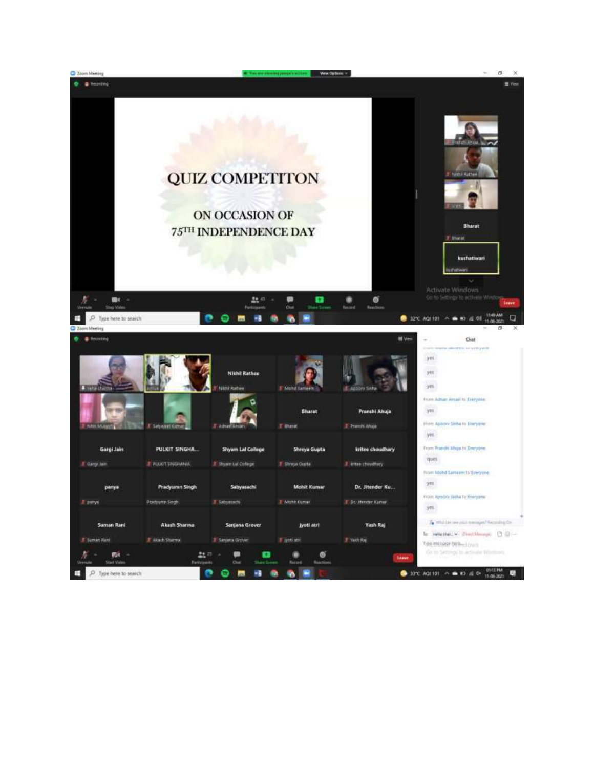QUIZ COMPETITON

ON OCCASION OF

75TH INDEPENDENCE DAY